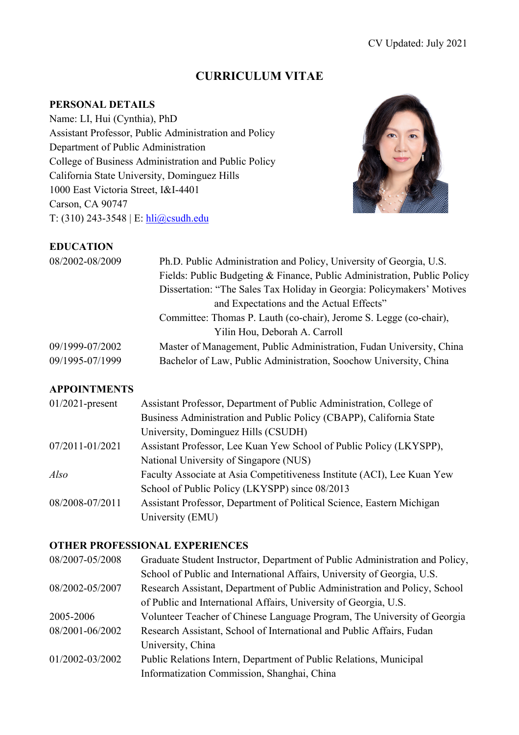CV Updated: July 2021

# CURRICULUM VITAE

## PERSONAL DETAILS

Name: LI, Hui (Cynthia), PhD
Assistant Professor, Public Administration and Policy
Department of Public Administration
College of Business Administration and Public Policy
California State University, Dominguez Hills
1000 East Victoria Street, I&I-4401
Carson, CA 90747
T: (310) 243-3548 | E: hli@csudh.edu

## EDUCATION

| | |
|---|---|
| 08/2002-08/2009 | Ph.D. Public Administration and Policy, University of Georgia, U.S.<br>Fields: Public Budgeting & Finance, Public Administration, Public Policy<br>Dissertation: "The Sales Tax Holiday in Georgia: Policymakers' Motives and Expectations and the Actual Effects"<br>Committee: Thomas P. Lauth (co-chair), Jerome S. Legge (co-chair), Yilin Hou, Deborah A. Carroll |
| 09/1999-07/2002 | Master of Management, Public Administration, Fudan University, China |
| 09/1995-07/1999 | Bachelor of Law, Public Administration, Soochow University, China |

## APPOINTMENTS

| | |
|---|---|
| 01/2021-present | Assistant Professor, Department of Public Administration, College of Business Administration and Public Policy (CBAPP), California State University, Dominguez Hills (CSUDH) |
| 07/2011-01/2021 | Assistant Professor, Lee Kuan Yew School of Public Policy (LKYSPP), National University of Singapore (NUS) |
| *Also* | Faculty Associate at Asia Competitiveness Institute (ACI), Lee Kuan Yew School of Public Policy (LKYSPP) since 08/2013 |
| 08/2008-07/2011 | Assistant Professor, Department of Political Science, Eastern Michigan University (EMU) |

## OTHER PROFESSIONAL EXPERIENCES

| | |
|---|---|
| 08/2007-05/2008 | Graduate Student Instructor, Department of Public Administration and Policy, School of Public and International Affairs, University of Georgia, U.S. |
| 08/2002-05/2007 | Research Assistant, Department of Public Administration and Policy, School of Public and International Affairs, University of Georgia, U.S. |
| 2005-2006 | Volunteer Teacher of Chinese Language Program, The University of Georgia |
| 08/2001-06/2002 | Research Assistant, School of International and Public Affairs, Fudan University, China |
| 01/2002-03/2002 | Public Relations Intern, Department of Public Relations, Municipal Informatization Commission, Shanghai, China |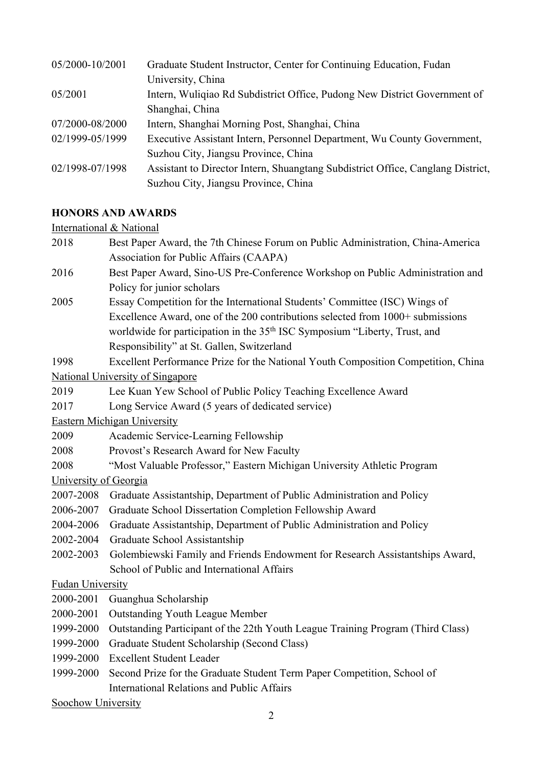| | |
|---|---|
| 05/2000-10/2001 | Graduate Student Instructor, Center for Continuing Education, Fudan University, China |
| 05/2001 | Intern, Wuliqiao Rd Subdistrict Office, Pudong New District Government of Shanghai, China |
| 07/2000-08/2000 | Intern, Shanghai Morning Post, Shanghai, China |
| 02/1999-05/1999 | Executive Assistant Intern, Personnel Department, Wu County Government, Suzhou City, Jiangsu Province, China |
| 02/1998-07/1998 | Assistant to Director Intern, Shuangtang Subdistrict Office, Canglang District, Suzhou City, Jiangsu Province, China |

## HONORS AND AWARDS

International & National

- 2018 Best Paper Award, the 7th Chinese Forum on Public Administration, China-America Association for Public Affairs (CAAPA)
- 2016 Best Paper Award, Sino-US Pre-Conference Workshop on Public Administration and Policy for junior scholars
- 2005 Essay Competition for the International Students' Committee (ISC) Wings of Excellence Award, one of the 200 contributions selected from 1000+ submissions worldwide for participation in the 35th ISC Symposium "Liberty, Trust, and Responsibility" at St. Gallen, Switzerland
- 1998 Excellent Performance Prize for the National Youth Composition Competition, China

National University of Singapore

- 2019 Lee Kuan Yew School of Public Policy Teaching Excellence Award
- 2017 Long Service Award (5 years of dedicated service)

Eastern Michigan University

- 2009 Academic Service-Learning Fellowship
- 2008 Provost's Research Award for New Faculty
- 2008 "Most Valuable Professor," Eastern Michigan University Athletic Program

University of Georgia

- 2007-2008 Graduate Assistantship, Department of Public Administration and Policy
- 2006-2007 Graduate School Dissertation Completion Fellowship Award
- 2004-2006 Graduate Assistantship, Department of Public Administration and Policy
- 2002-2004 Graduate School Assistantship
- 2002-2003 Golembiewski Family and Friends Endowment for Research Assistantships Award, School of Public and International Affairs

Fudan University

- 2000-2001 Guanghua Scholarship
- 2000-2001 Outstanding Youth League Member
- 1999-2000 Outstanding Participant of the 22th Youth League Training Program (Third Class)
- 1999-2000 Graduate Student Scholarship (Second Class)
- 1999-2000 Excellent Student Leader
- 1999-2000 Second Prize for the Graduate Student Term Paper Competition, School of International Relations and Public Affairs

Soochow University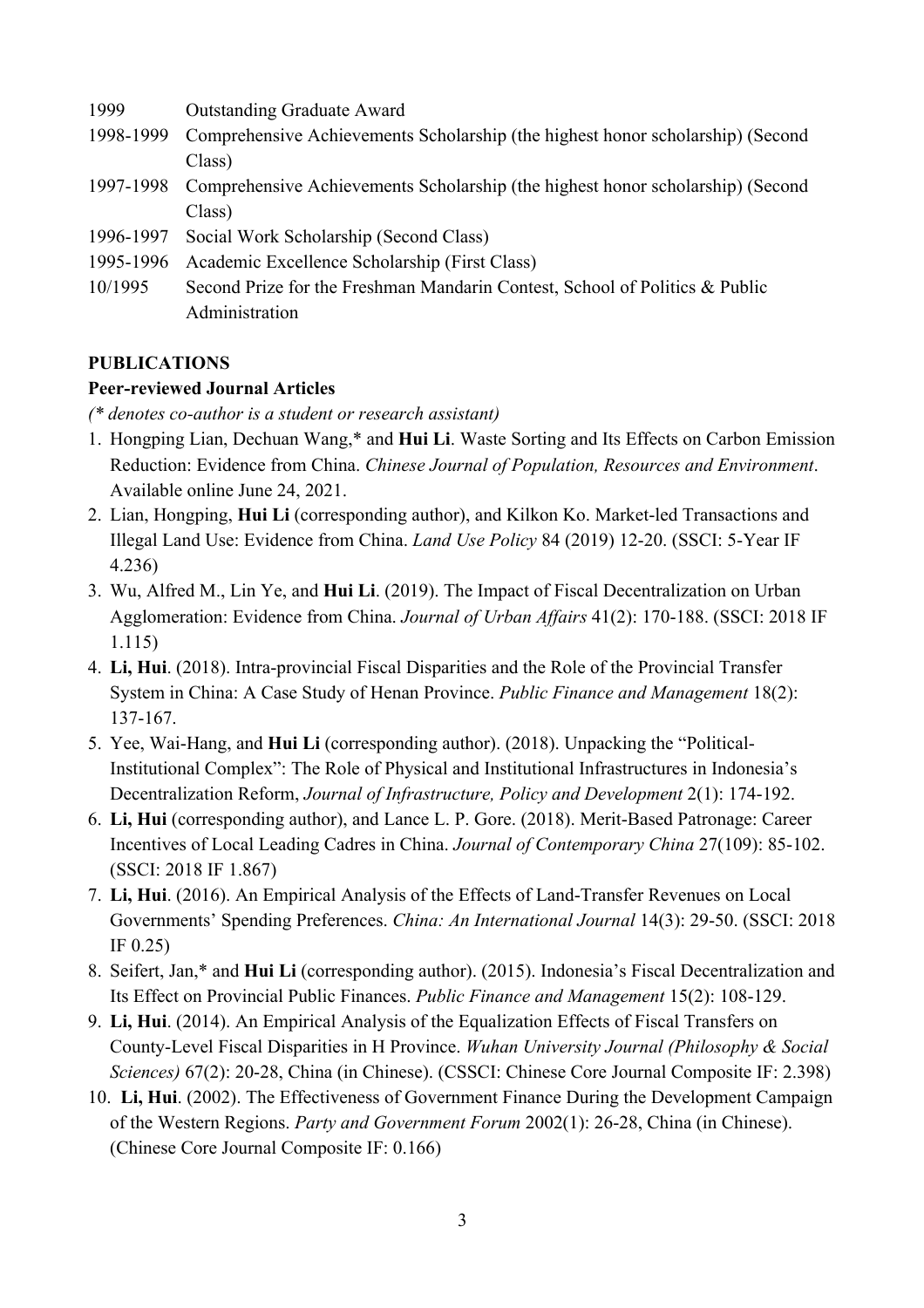1999 Outstanding Graduate Award

1998-1999 Comprehensive Achievements Scholarship (the highest honor scholarship) (Second Class)

1997-1998 Comprehensive Achievements Scholarship (the highest honor scholarship) (Second Class)

1996-1997 Social Work Scholarship (Second Class)

1995-1996 Academic Excellence Scholarship (First Class)

10/1995 Second Prize for the Freshman Mandarin Contest, School of Politics & Public Administration

**PUBLICATIONS**

**Peer-reviewed Journal Articles**

*(* denotes co-author is a student or research assistant)*

1. Hongping Lian, Dechuan Wang,* and **Hui Li**. Waste Sorting and Its Effects on Carbon Emission Reduction: Evidence from China. *Chinese Journal of Population, Resources and Environment*. Available online June 24, 2021.
2. Lian, Hongping, **Hui Li** (corresponding author), and Kilkon Ko. Market-led Transactions and Illegal Land Use: Evidence from China. *Land Use Policy* 84 (2019) 12-20. (SSCI: 5-Year IF 4.236)
3. Wu, Alfred M., Lin Ye, and **Hui Li**. (2019). The Impact of Fiscal Decentralization on Urban Agglomeration: Evidence from China. *Journal of Urban Affairs* 41(2): 170-188. (SSCI: 2018 IF 1.115)
4. **Li, Hui**. (2018). Intra-provincial Fiscal Disparities and the Role of the Provincial Transfer System in China: A Case Study of Henan Province. *Public Finance and Management* 18(2): 137-167.
5. Yee, Wai-Hang, and **Hui Li** (corresponding author). (2018). Unpacking the "Political-Institutional Complex": The Role of Physical and Institutional Infrastructures in Indonesia's Decentralization Reform, *Journal of Infrastructure, Policy and Development* 2(1): 174-192.
6. **Li, Hui** (corresponding author), and Lance L. P. Gore. (2018). Merit-Based Patronage: Career Incentives of Local Leading Cadres in China. *Journal of Contemporary China* 27(109): 85-102. (SSCI: 2018 IF 1.867)
7. **Li, Hui**. (2016). An Empirical Analysis of the Effects of Land-Transfer Revenues on Local Governments' Spending Preferences. *China: An International Journal* 14(3): 29-50. (SSCI: 2018 IF 0.25)
8. Seifert, Jan,* and **Hui Li** (corresponding author). (2015). Indonesia's Fiscal Decentralization and Its Effect on Provincial Public Finances. *Public Finance and Management* 15(2): 108-129.
9. **Li, Hui**. (2014). An Empirical Analysis of the Equalization Effects of Fiscal Transfers on County-Level Fiscal Disparities in H Province. *Wuhan University Journal (Philosophy & Social Sciences)* 67(2): 20-28, China (in Chinese). (CSSCI: Chinese Core Journal Composite IF: 2.398)
10. **Li, Hui**. (2002). The Effectiveness of Government Finance During the Development Campaign of the Western Regions. *Party and Government Forum* 2002(1): 26-28, China (in Chinese). (Chinese Core Journal Composite IF: 0.166)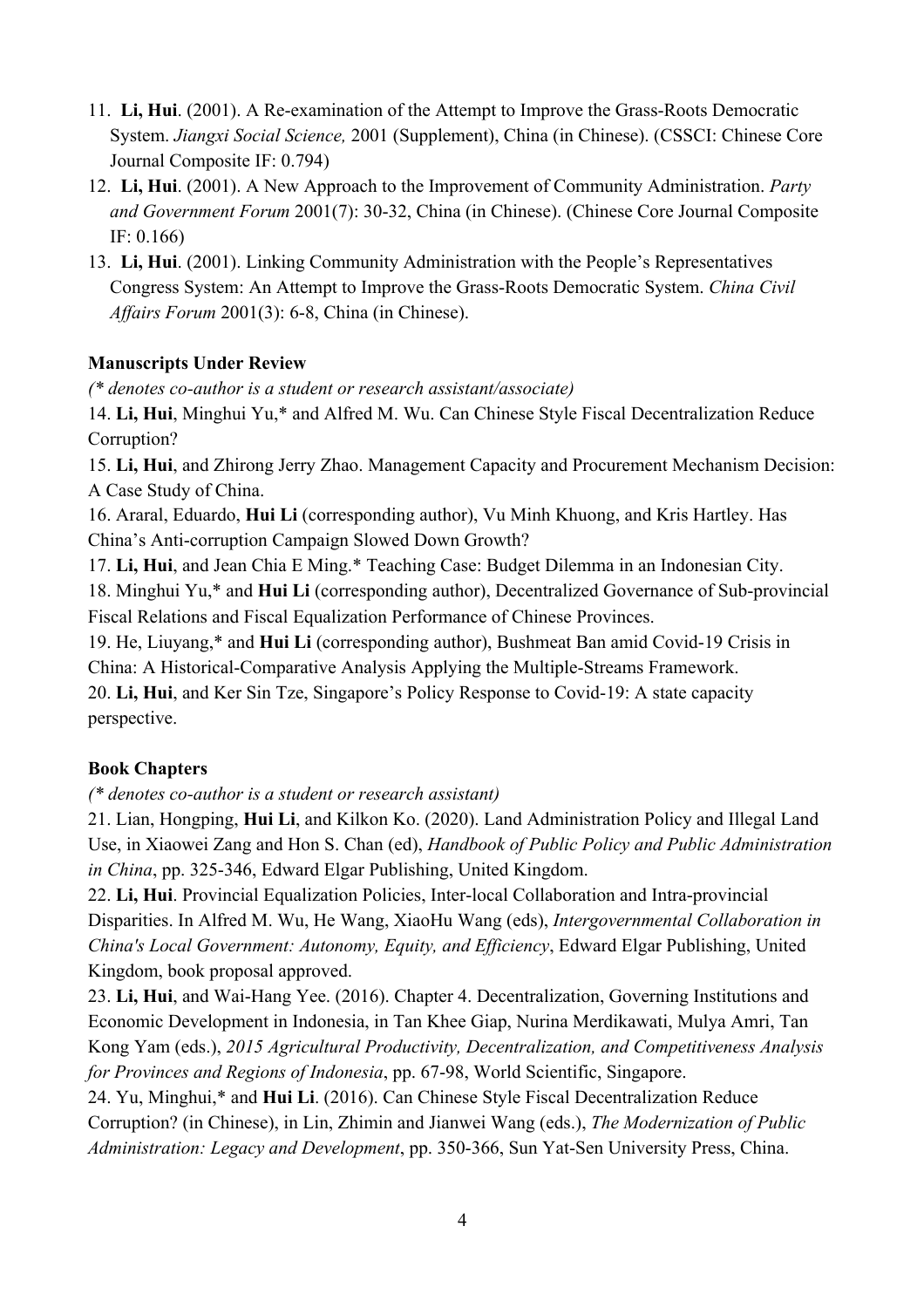11. **Li, Hui**. (2001). A Re-examination of the Attempt to Improve the Grass-Roots Democratic System. *Jiangxi Social Science,* 2001 (Supplement), China (in Chinese). (CSSCI: Chinese Core Journal Composite IF: 0.794)
12. **Li, Hui**. (2001). A New Approach to the Improvement of Community Administration. *Party and Government Forum* 2001(7): 30-32, China (in Chinese). (Chinese Core Journal Composite IF: 0.166)
13. **Li, Hui**. (2001). Linking Community Administration with the People's Representatives Congress System: An Attempt to Improve the Grass-Roots Democratic System. *China Civil Affairs Forum* 2001(3): 6-8, China (in Chinese).

**Manuscripts Under Review**

*(\* denotes co-author is a student or research assistant/associate)*

14. **Li, Hui**, Minghui Yu,* and Alfred M. Wu. Can Chinese Style Fiscal Decentralization Reduce Corruption?

15. **Li, Hui**, and Zhirong Jerry Zhao. Management Capacity and Procurement Mechanism Decision: A Case Study of China.

16. Araral, Eduardo, **Hui Li** (corresponding author), Vu Minh Khuong, and Kris Hartley. Has China's Anti-corruption Campaign Slowed Down Growth?

17. **Li, Hui**, and Jean Chia E Ming.* Teaching Case: Budget Dilemma in an Indonesian City.

18. Minghui Yu,* and **Hui Li** (corresponding author), Decentralized Governance of Sub-provincial Fiscal Relations and Fiscal Equalization Performance of Chinese Provinces.

19. He, Liuyang,* and **Hui Li** (corresponding author), Bushmeat Ban amid Covid-19 Crisis in China: A Historical-Comparative Analysis Applying the Multiple-Streams Framework.

20. **Li, Hui**, and Ker Sin Tze, Singapore's Policy Response to Covid-19: A state capacity perspective.

**Book Chapters**

*(\* denotes co-author is a student or research assistant)*

21. Lian, Hongping, **Hui Li**, and Kilkon Ko. (2020). Land Administration Policy and Illegal Land Use, in Xiaowei Zang and Hon S. Chan (ed), *Handbook of Public Policy and Public Administration in China*, pp. 325-346, Edward Elgar Publishing, United Kingdom.

22. **Li, Hui**. Provincial Equalization Policies, Inter-local Collaboration and Intra-provincial Disparities. In Alfred M. Wu, He Wang, XiaoHu Wang (eds), *Intergovernmental Collaboration in China's Local Government: Autonomy, Equity, and Efficiency*, Edward Elgar Publishing, United Kingdom, book proposal approved.

23. **Li, Hui**, and Wai-Hang Yee. (2016). Chapter 4. Decentralization, Governing Institutions and Economic Development in Indonesia, in Tan Khee Giap, Nurina Merdikawati, Mulya Amri, Tan Kong Yam (eds.), *2015 Agricultural Productivity, Decentralization, and Competitiveness Analysis for Provinces and Regions of Indonesia*, pp. 67-98, World Scientific, Singapore.

24. Yu, Minghui,* and **Hui Li**. (2016). Can Chinese Style Fiscal Decentralization Reduce Corruption? (in Chinese), in Lin, Zhimin and Jianwei Wang (eds.), *The Modernization of Public Administration: Legacy and Development*, pp. 350-366, Sun Yat-Sen University Press, China.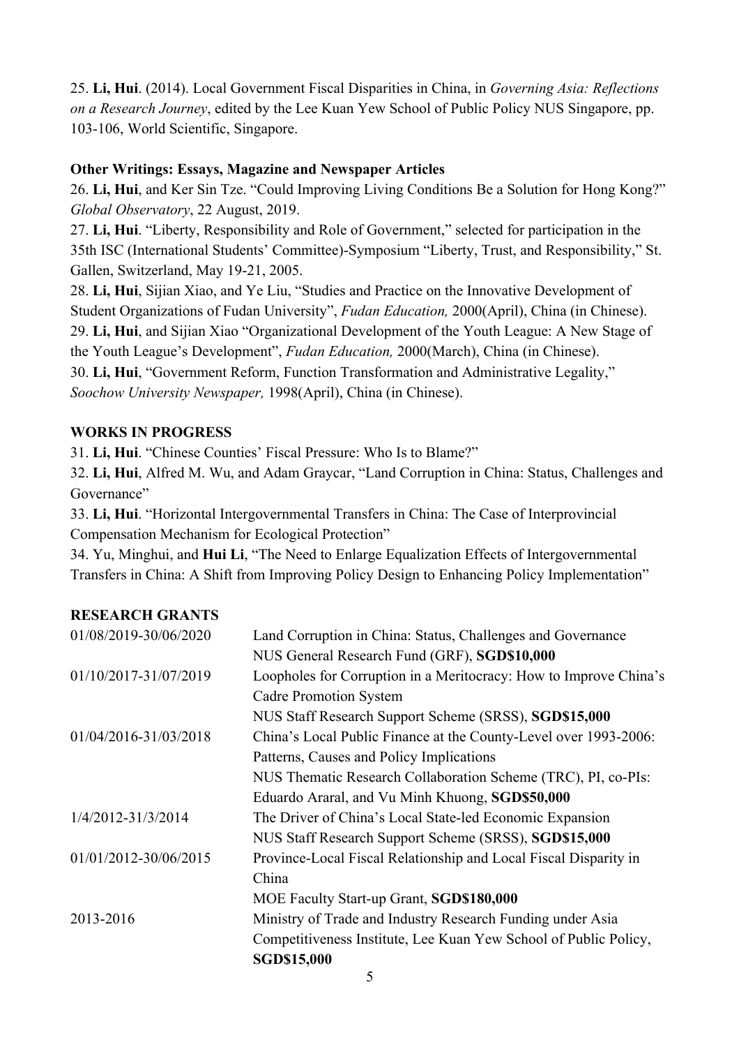25. **Li, Hui**. (2014). Local Government Fiscal Disparities in China, in *Governing Asia: Reflections on a Research Journey*, edited by the Lee Kuan Yew School of Public Policy NUS Singapore, pp. 103-106, World Scientific, Singapore.

**Other Writings: Essays, Magazine and Newspaper Articles**

26. **Li, Hui**, and Ker Sin Tze. "Could Improving Living Conditions Be a Solution for Hong Kong?" *Global Observatory*, 22 August, 2019.

27. **Li, Hui**. "Liberty, Responsibility and Role of Government," selected for participation in the 35th ISC (International Students' Committee)-Symposium "Liberty, Trust, and Responsibility," St. Gallen, Switzerland, May 19-21, 2005.

28. **Li, Hui**, Sijian Xiao, and Ye Liu, "Studies and Practice on the Innovative Development of Student Organizations of Fudan University", *Fudan Education,* 2000(April), China (in Chinese).

29. **Li, Hui**, and Sijian Xiao "Organizational Development of the Youth League: A New Stage of the Youth League's Development", *Fudan Education,* 2000(March), China (in Chinese).

30. **Li, Hui**, "Government Reform, Function Transformation and Administrative Legality," *Soochow University Newspaper,* 1998(April), China (in Chinese).

## WORKS IN PROGRESS

31. **Li, Hui**. "Chinese Counties' Fiscal Pressure: Who Is to Blame?"

32. **Li, Hui**, Alfred M. Wu, and Adam Graycar, "Land Corruption in China: Status, Challenges and Governance"

33. **Li, Hui**. "Horizontal Intergovernmental Transfers in China: The Case of Interprovincial Compensation Mechanism for Ecological Protection"

34. Yu, Minghui, and **Hui Li**, "The Need to Enlarge Equalization Effects of Intergovernmental Transfers in China: A Shift from Improving Policy Design to Enhancing Policy Implementation"

## RESEARCH GRANTS

| | |
|---|---|
| 01/08/2019-30/06/2020 | Land Corruption in China: Status, Challenges and Governance<br>NUS General Research Fund (GRF), **SGD$10,000** |
| 01/10/2017-31/07/2019 | Loopholes for Corruption in a Meritocracy: How to Improve China's Cadre Promotion System<br>NUS Staff Research Support Scheme (SRSS), **SGD$15,000** |
| 01/04/2016-31/03/2018 | China's Local Public Finance at the County-Level over 1993-2006: Patterns, Causes and Policy Implications<br>NUS Thematic Research Collaboration Scheme (TRC), PI, co-PIs: Eduardo Araral, and Vu Minh Khuong, **SGD$50,000** |
| 1/4/2012-31/3/2014 | The Driver of China's Local State-led Economic Expansion<br>NUS Staff Research Support Scheme (SRSS), **SGD$15,000** |
| 01/01/2012-30/06/2015 | Province-Local Fiscal Relationship and Local Fiscal Disparity in China<br>MOE Faculty Start-up Grant, **SGD$180,000** |
| 2013-2016 | Ministry of Trade and Industry Research Funding under Asia Competitiveness Institute, Lee Kuan Yew School of Public Policy, **SGD$15,000** |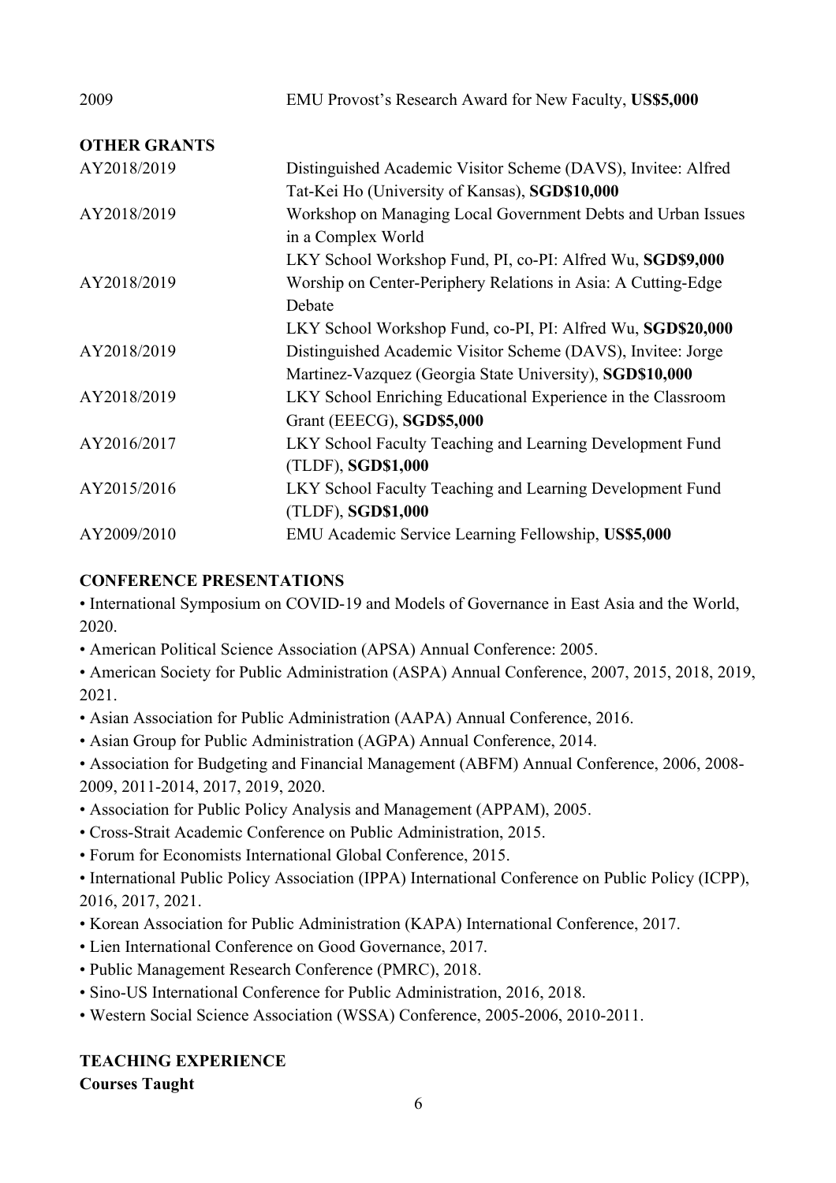| | |
|---|---|
| 2009 | EMU Provost's Research Award for New Faculty, **US$5,000** |

## OTHER GRANTS

| | |
|---|---|
| AY2018/2019 | Distinguished Academic Visitor Scheme (DAVS), Invitee: Alfred Tat-Kei Ho (University of Kansas), **SGD$10,000** |
| AY2018/2019 | Workshop on Managing Local Government Debts and Urban Issues in a Complex World<br>LKY School Workshop Fund, PI, co-PI: Alfred Wu, **SGD$9,000** |
| AY2018/2019 | Worship on Center-Periphery Relations in Asia: A Cutting-Edge Debate<br>LKY School Workshop Fund, co-PI, PI: Alfred Wu, **SGD$20,000** |
| AY2018/2019 | Distinguished Academic Visitor Scheme (DAVS), Invitee: Jorge Martinez-Vazquez (Georgia State University), **SGD$10,000** |
| AY2018/2019 | LKY School Enriching Educational Experience in the Classroom Grant (EEECG), **SGD$5,000** |
| AY2016/2017 | LKY School Faculty Teaching and Learning Development Fund (TLDF), **SGD$1,000** |
| AY2015/2016 | LKY School Faculty Teaching and Learning Development Fund (TLDF), **SGD$1,000** |
| AY2009/2010 | EMU Academic Service Learning Fellowship, **US$5,000** |

## CONFERENCE PRESENTATIONS

- International Symposium on COVID-19 and Models of Governance in East Asia and the World, 2020.
- American Political Science Association (APSA) Annual Conference: 2005.
- American Society for Public Administration (ASPA) Annual Conference, 2007, 2015, 2018, 2019, 2021.
- Asian Association for Public Administration (AAPA) Annual Conference, 2016.
- Asian Group for Public Administration (AGPA) Annual Conference, 2014.
- Association for Budgeting and Financial Management (ABFM) Annual Conference, 2006, 2008-2009, 2011-2014, 2017, 2019, 2020.
- Association for Public Policy Analysis and Management (APPAM), 2005.
- Cross-Strait Academic Conference on Public Administration, 2015.
- Forum for Economists International Global Conference, 2015.
- International Public Policy Association (IPPA) International Conference on Public Policy (ICPP), 2016, 2017, 2021.
- Korean Association for Public Administration (KAPA) International Conference, 2017.
- Lien International Conference on Good Governance, 2017.
- Public Management Research Conference (PMRC), 2018.
- Sino-US International Conference for Public Administration, 2016, 2018.
- Western Social Science Association (WSSA) Conference, 2005-2006, 2010-2011.

## TEACHING EXPERIENCE

**Courses Taught**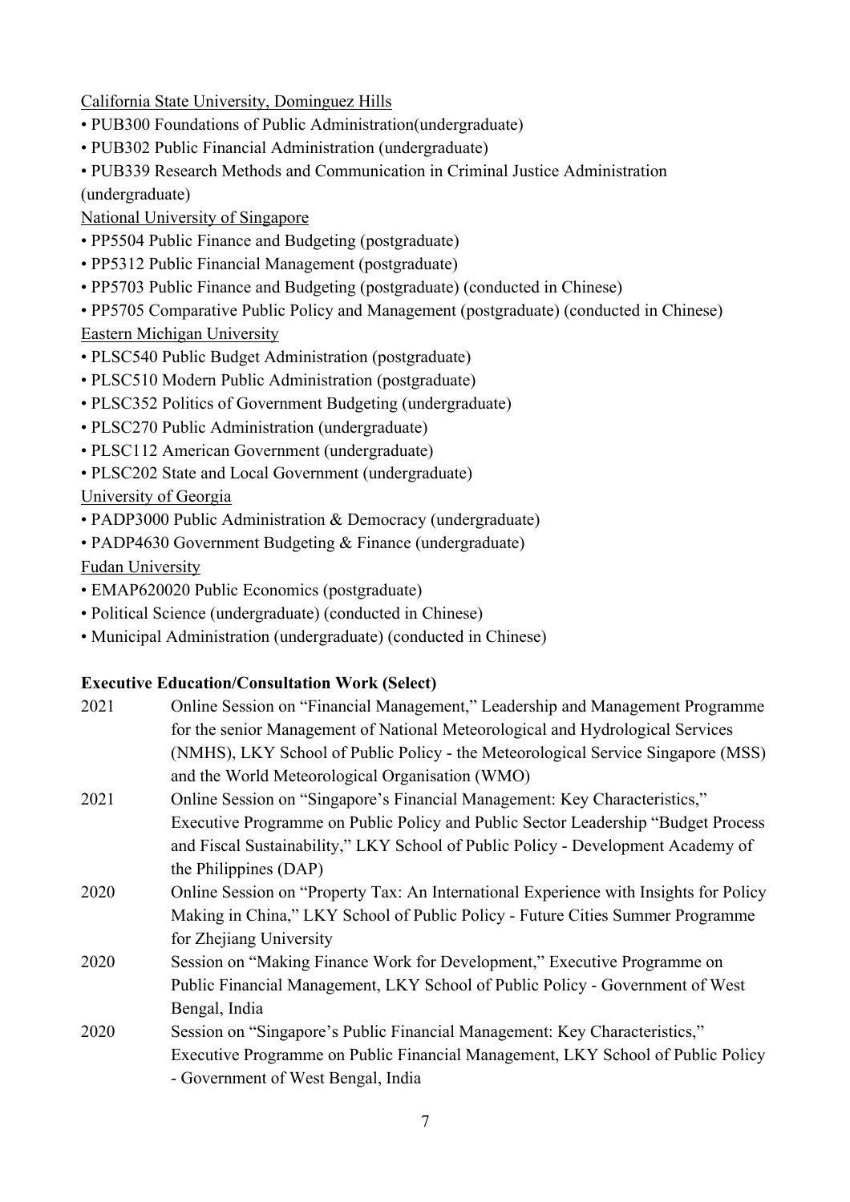<u>California State University, Dominguez Hills</u>

- PUB300 Foundations of Public Administration(undergraduate)
- PUB302 Public Financial Administration (undergraduate)
- PUB339 Research Methods and Communication in Criminal Justice Administration (undergraduate)

<u>National University of Singapore</u>

- PP5504 Public Finance and Budgeting (postgraduate)
- PP5312 Public Financial Management (postgraduate)
- PP5703 Public Finance and Budgeting (postgraduate) (conducted in Chinese)
- PP5705 Comparative Public Policy and Management (postgraduate) (conducted in Chinese)

<u>Eastern Michigan University</u>

- PLSC540 Public Budget Administration (postgraduate)
- PLSC510 Modern Public Administration (postgraduate)
- PLSC352 Politics of Government Budgeting (undergraduate)
- PLSC270 Public Administration (undergraduate)
- PLSC112 American Government (undergraduate)
- PLSC202 State and Local Government (undergraduate)

<u>University of Georgia</u>

- PADP3000 Public Administration & Democracy (undergraduate)
- PADP4630 Government Budgeting & Finance (undergraduate)

<u>Fudan University</u>

- EMAP620020 Public Economics (postgraduate)
- Political Science (undergraduate) (conducted in Chinese)
- Municipal Administration (undergraduate) (conducted in Chinese)

**Executive Education/Consultation Work (Select)**

2021 Online Session on "Financial Management," Leadership and Management Programme for the senior Management of National Meteorological and Hydrological Services (NMHS), LKY School of Public Policy - the Meteorological Service Singapore (MSS) and the World Meteorological Organisation (WMO)

2021 Online Session on "Singapore's Financial Management: Key Characteristics," Executive Programme on Public Policy and Public Sector Leadership "Budget Process and Fiscal Sustainability," LKY School of Public Policy - Development Academy of the Philippines (DAP)

2020 Online Session on "Property Tax: An International Experience with Insights for Policy Making in China," LKY School of Public Policy - Future Cities Summer Programme for Zhejiang University

2020 Session on "Making Finance Work for Development," Executive Programme on Public Financial Management, LKY School of Public Policy - Government of West Bengal, India

2020 Session on "Singapore's Public Financial Management: Key Characteristics," Executive Programme on Public Financial Management, LKY School of Public Policy - Government of West Bengal, India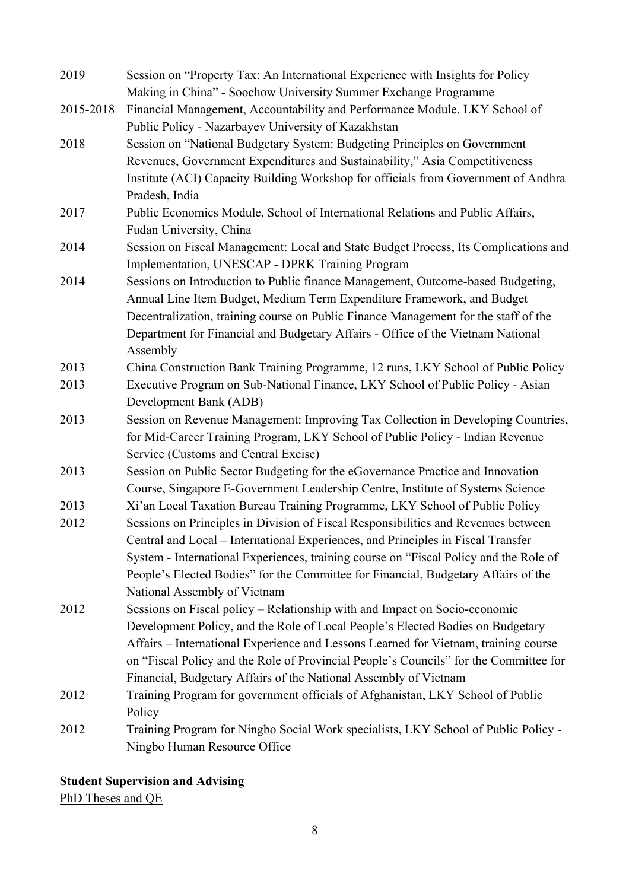| | |
|---|---|
| 2019 | Session on "Property Tax: An International Experience with Insights for Policy Making in China" - Soochow University Summer Exchange Programme |
| 2015-2018 | Financial Management, Accountability and Performance Module, LKY School of Public Policy - Nazarbayev University of Kazakhstan |
| 2018 | Session on "National Budgetary System: Budgeting Principles on Government Revenues, Government Expenditures and Sustainability," Asia Competitiveness Institute (ACI) Capacity Building Workshop for officials from Government of Andhra Pradesh, India |
| 2017 | Public Economics Module, School of International Relations and Public Affairs, Fudan University, China |
| 2014 | Session on Fiscal Management: Local and State Budget Process, Its Complications and Implementation, UNESCAP - DPRK Training Program |
| 2014 | Sessions on Introduction to Public finance Management, Outcome-based Budgeting, Annual Line Item Budget, Medium Term Expenditure Framework, and Budget Decentralization, training course on Public Finance Management for the staff of the Department for Financial and Budgetary Affairs - Office of the Vietnam National Assembly |
| 2013 | China Construction Bank Training Programme, 12 runs, LKY School of Public Policy |
| 2013 | Executive Program on Sub-National Finance, LKY School of Public Policy - Asian Development Bank (ADB) |
| 2013 | Session on Revenue Management: Improving Tax Collection in Developing Countries, for Mid-Career Training Program, LKY School of Public Policy - Indian Revenue Service (Customs and Central Excise) |
| 2013 | Session on Public Sector Budgeting for the eGovernance Practice and Innovation Course, Singapore E-Government Leadership Centre, Institute of Systems Science |
| 2013 | Xi'an Local Taxation Bureau Training Programme, LKY School of Public Policy |
| 2012 | Sessions on Principles in Division of Fiscal Responsibilities and Revenues between Central and Local – International Experiences, and Principles in Fiscal Transfer System - International Experiences, training course on "Fiscal Policy and the Role of People's Elected Bodies" for the Committee for Financial, Budgetary Affairs of the National Assembly of Vietnam |
| 2012 | Sessions on Fiscal policy – Relationship with and Impact on Socio-economic Development Policy, and the Role of Local People's Elected Bodies on Budgetary Affairs – International Experience and Lessons Learned for Vietnam, training course on "Fiscal Policy and the Role of Provincial People's Councils" for the Committee for Financial, Budgetary Affairs of the National Assembly of Vietnam |
| 2012 | Training Program for government officials of Afghanistan, LKY School of Public Policy |
| 2012 | Training Program for Ningbo Social Work specialists, LKY School of Public Policy - Ningbo Human Resource Office |

**Student Supervision and Advising**

<u>PhD Theses and QE</u>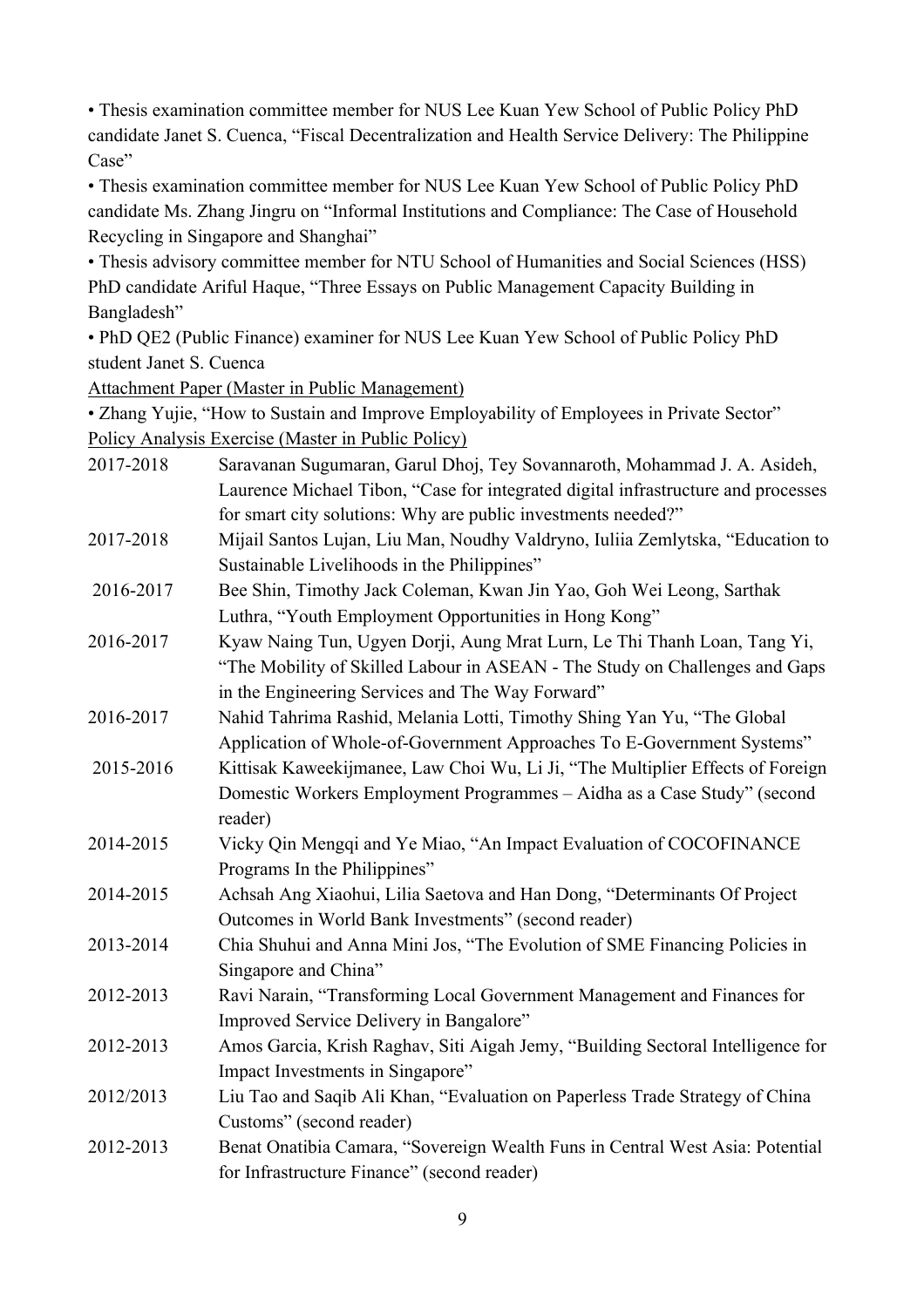• Thesis examination committee member for NUS Lee Kuan Yew School of Public Policy PhD candidate Janet S. Cuenca, "Fiscal Decentralization and Health Service Delivery: The Philippine Case"

• Thesis examination committee member for NUS Lee Kuan Yew School of Public Policy PhD candidate Ms. Zhang Jingru on "Informal Institutions and Compliance: The Case of Household Recycling in Singapore and Shanghai"

• Thesis advisory committee member for NTU School of Humanities and Social Sciences (HSS) PhD candidate Ariful Haque, "Three Essays on Public Management Capacity Building in Bangladesh"

• PhD QE2 (Public Finance) examiner for NUS Lee Kuan Yew School of Public Policy PhD student Janet S. Cuenca

<u>Attachment Paper (Master in Public Management)</u>

• Zhang Yujie, "How to Sustain and Improve Employability of Employees in Private Sector"

<u>Policy Analysis Exercise (Master in Public Policy)</u>

| | |
|---|---|
| 2017-2018 | Saravanan Sugumaran, Garul Dhoj, Tey Sovannaroth, Mohammad J. A. Asideh, Laurence Michael Tibon, "Case for integrated digital infrastructure and processes for smart city solutions: Why are public investments needed?" |
| 2017-2018 | Mijail Santos Lujan, Liu Man, Noudhy Valdryno, Iuliia Zemlytska, "Education to Sustainable Livelihoods in the Philippines" |
| 2016-2017 | Bee Shin, Timothy Jack Coleman, Kwan Jin Yao, Goh Wei Leong, Sarthak Luthra, "Youth Employment Opportunities in Hong Kong" |
| 2016-2017 | Kyaw Naing Tun, Ugyen Dorji, Aung Mrat Lurn, Le Thi Thanh Loan, Tang Yi, "The Mobility of Skilled Labour in ASEAN - The Study on Challenges and Gaps in the Engineering Services and The Way Forward" |
| 2016-2017 | Nahid Tahrima Rashid, Melania Lotti, Timothy Shing Yan Yu, "The Global Application of Whole-of-Government Approaches To E-Government Systems" |
| 2015-2016 | Kittisak Kaweekijmanee, Law Choi Wu, Li Ji, "The Multiplier Effects of Foreign Domestic Workers Employment Programmes – Aidha as a Case Study" (second reader) |
| 2014-2015 | Vicky Qin Mengqi and Ye Miao, "An Impact Evaluation of COCOFINANCE Programs In the Philippines" |
| 2014-2015 | Achsah Ang Xiaohui, Lilia Saetova and Han Dong, "Determinants Of Project Outcomes in World Bank Investments" (second reader) |
| 2013-2014 | Chia Shuhui and Anna Mini Jos, "The Evolution of SME Financing Policies in Singapore and China" |
| 2012-2013 | Ravi Narain, "Transforming Local Government Management and Finances for Improved Service Delivery in Bangalore" |
| 2012-2013 | Amos Garcia, Krish Raghav, Siti Aigah Jemy, "Building Sectoral Intelligence for Impact Investments in Singapore" |
| 2012/2013 | Liu Tao and Saqib Ali Khan, "Evaluation on Paperless Trade Strategy of China Customs" (second reader) |
| 2012-2013 | Benat Onatibia Camara, "Sovereign Wealth Funs in Central West Asia: Potential for Infrastructure Finance" (second reader) |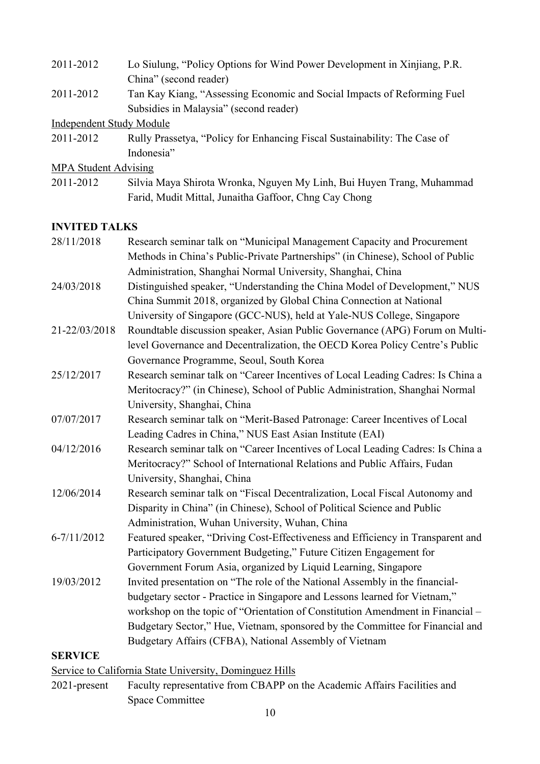2011-2012 Lo Siulung, "Policy Options for Wind Power Development in Xinjiang, P.R. China" (second reader)

2011-2012 Tan Kay Kiang, "Assessing Economic and Social Impacts of Reforming Fuel Subsidies in Malaysia" (second reader)

<u>Independent Study Module</u>

2011-2012 Rully Prassetya, "Policy for Enhancing Fiscal Sustainability: The Case of Indonesia"

<u>MPA Student Advising</u>

2011-2012 Silvia Maya Shirota Wronka, Nguyen My Linh, Bui Huyen Trang, Muhammad Farid, Mudit Mittal, Junaitha Gaffoor, Chng Cay Chong

## INVITED TALKS

28/11/2018 Research seminar talk on "Municipal Management Capacity and Procurement Methods in China's Public-Private Partnerships" (in Chinese), School of Public Administration, Shanghai Normal University, Shanghai, China

24/03/2018 Distinguished speaker, "Understanding the China Model of Development," NUS China Summit 2018, organized by Global China Connection at National University of Singapore (GCC-NUS), held at Yale-NUS College, Singapore

21-22/03/2018 Roundtable discussion speaker, Asian Public Governance (APG) Forum on Multi-level Governance and Decentralization, the OECD Korea Policy Centre's Public Governance Programme, Seoul, South Korea

25/12/2017 Research seminar talk on "Career Incentives of Local Leading Cadres: Is China a Meritocracy?" (in Chinese), School of Public Administration, Shanghai Normal University, Shanghai, China

07/07/2017 Research seminar talk on "Merit-Based Patronage: Career Incentives of Local Leading Cadres in China," NUS East Asian Institute (EAI)

04/12/2016 Research seminar talk on "Career Incentives of Local Leading Cadres: Is China a Meritocracy?" School of International Relations and Public Affairs, Fudan University, Shanghai, China

12/06/2014 Research seminar talk on "Fiscal Decentralization, Local Fiscal Autonomy and Disparity in China" (in Chinese), School of Political Science and Public Administration, Wuhan University, Wuhan, China

6-7/11/2012 Featured speaker, "Driving Cost-Effectiveness and Efficiency in Transparent and Participatory Government Budgeting," Future Citizen Engagement for Government Forum Asia, organized by Liquid Learning, Singapore

19/03/2012 Invited presentation on "The role of the National Assembly in the financial-budgetary sector - Practice in Singapore and Lessons learned for Vietnam," workshop on the topic of "Orientation of Constitution Amendment in Financial – Budgetary Sector," Hue, Vietnam, sponsored by the Committee for Financial and Budgetary Affairs (CFBA), National Assembly of Vietnam

## SERVICE

<u>Service to California State University, Dominguez Hills</u>

2021-present Faculty representative from CBAPP on the Academic Affairs Facilities and Space Committee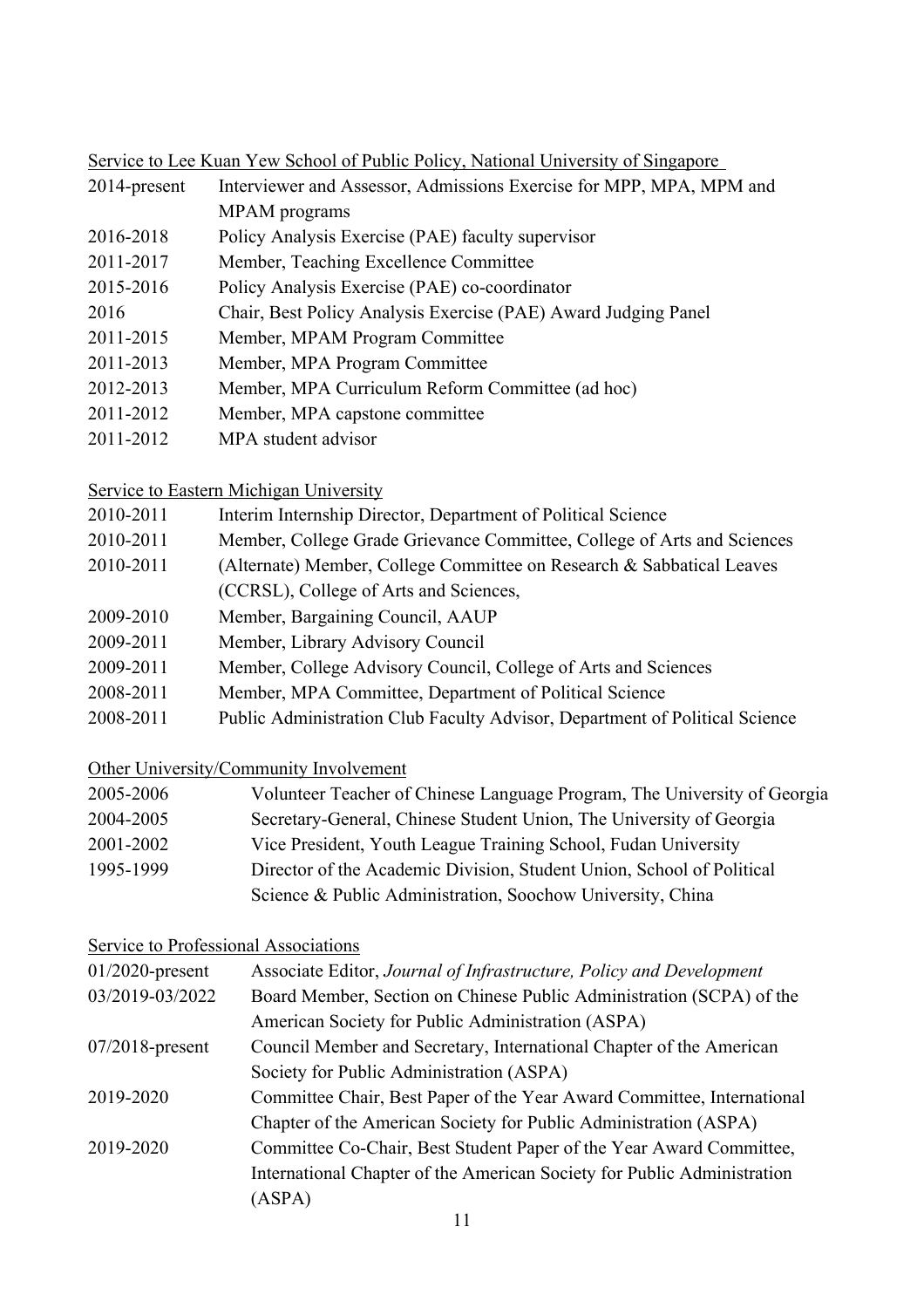Service to Lee Kuan Yew School of Public Policy, National University of Singapore

| | |
|---|---|
| 2014-present | Interviewer and Assessor, Admissions Exercise for MPP, MPA, MPM and MPAM programs |
| 2016-2018 | Policy Analysis Exercise (PAE) faculty supervisor |
| 2011-2017 | Member, Teaching Excellence Committee |
| 2015-2016 | Policy Analysis Exercise (PAE) co-coordinator |
| 2016 | Chair, Best Policy Analysis Exercise (PAE) Award Judging Panel |
| 2011-2015 | Member, MPAM Program Committee |
| 2011-2013 | Member, MPA Program Committee |
| 2012-2013 | Member, MPA Curriculum Reform Committee (ad hoc) |
| 2011-2012 | Member, MPA capstone committee |
| 2011-2012 | MPA student advisor |

Service to Eastern Michigan University

| | |
|---|---|
| 2010-2011 | Interim Internship Director, Department of Political Science |
| 2010-2011 | Member, College Grade Grievance Committee, College of Arts and Sciences |
| 2010-2011 | (Alternate) Member, College Committee on Research & Sabbatical Leaves (CCRSL), College of Arts and Sciences, |
| 2009-2010 | Member, Bargaining Council, AAUP |
| 2009-2011 | Member, Library Advisory Council |
| 2009-2011 | Member, College Advisory Council, College of Arts and Sciences |
| 2008-2011 | Member, MPA Committee, Department of Political Science |
| 2008-2011 | Public Administration Club Faculty Advisor, Department of Political Science |

Other University/Community Involvement

| | |
|---|---|
| 2005-2006 | Volunteer Teacher of Chinese Language Program, The University of Georgia |
| 2004-2005 | Secretary-General, Chinese Student Union, The University of Georgia |
| 2001-2002 | Vice President, Youth League Training School, Fudan University |
| 1995-1999 | Director of the Academic Division, Student Union, School of Political Science & Public Administration, Soochow University, China |

Service to Professional Associations

| | |
|---|---|
| 01/2020-present | Associate Editor, *Journal of Infrastructure, Policy and Development* |
| 03/2019-03/2022 | Board Member, Section on Chinese Public Administration (SCPA) of the American Society for Public Administration (ASPA) |
| 07/2018-present | Council Member and Secretary, International Chapter of the American Society for Public Administration (ASPA) |
| 2019-2020 | Committee Chair, Best Paper of the Year Award Committee, International Chapter of the American Society for Public Administration (ASPA) |
| 2019-2020 | Committee Co-Chair, Best Student Paper of the Year Award Committee, International Chapter of the American Society for Public Administration (ASPA) |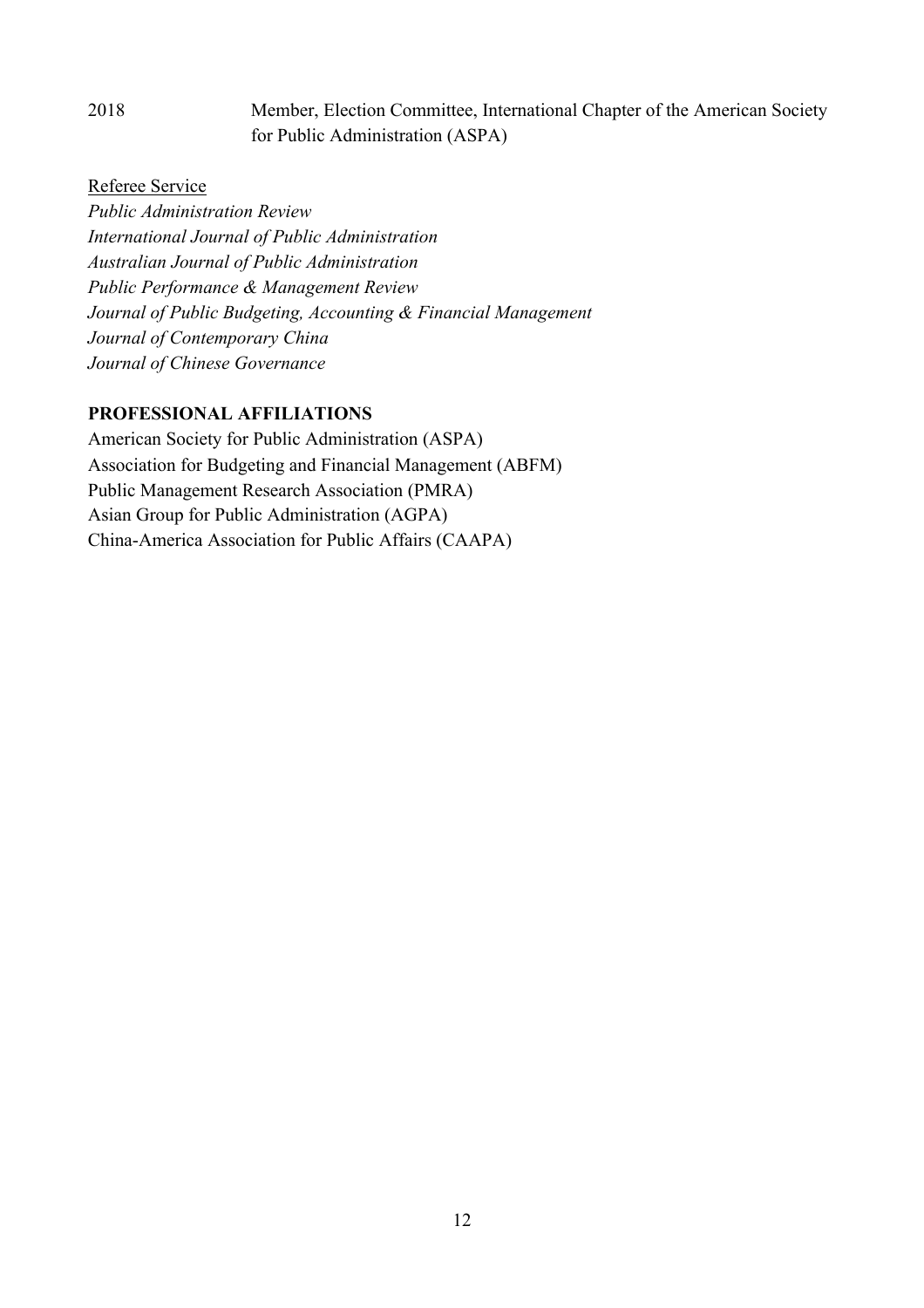2018 Member, Election Committee, International Chapter of the American Society for Public Administration (ASPA)

Referee Service

*Public Administration Review*
*International Journal of Public Administration*
*Australian Journal of Public Administration*
*Public Performance & Management Review*
*Journal of Public Budgeting, Accounting & Financial Management*
*Journal of Contemporary China*
*Journal of Chinese Governance*

**PROFESSIONAL AFFILIATIONS**

American Society for Public Administration (ASPA)
Association for Budgeting and Financial Management (ABFM)
Public Management Research Association (PMRA)
Asian Group for Public Administration (AGPA)
China-America Association for Public Affairs (CAAPA)